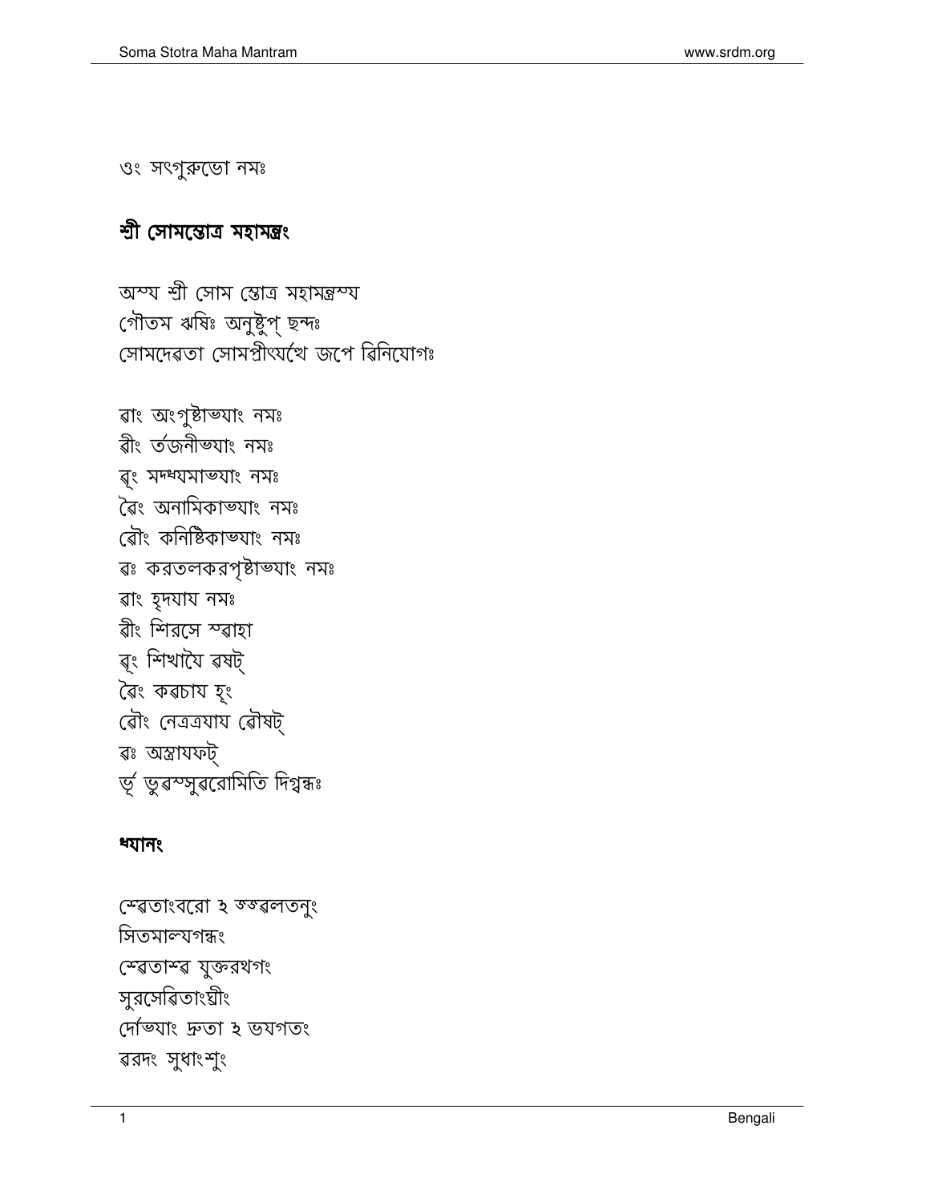ওং সৎগুরুভো নমঃ

## শ্রী সোমস্তোত্র মহামন্ত্রং

অস্য শ্রী সোম স্তোত্র মহামন্ত্রস্য
গৌতম ঋষিঃ অনুষ্টুপ্ ছন্দঃ
সোমদেৱতা সোমপ্রীত্যর্থে জপে ৱিনিযোগঃ

ৱাং অংগুষ্টাভ্যাং নমঃ
ৱীং র্তজনীভ্যাং নমঃ
ৱূং মদ্ধ্যমাভ্যাং নমঃ
ৱৈং অনামিকাভ্যাং নমঃ
ৱৌং কনিষ্টিকাভ্যাং নমঃ
ৱঃ করতলকরপৃষ্টাভ্যাং নমঃ
ৱাং হৃদযায নমঃ
ৱীং শিরসে স্ৱাহা
ৱূং শিখাযৈ ৱষট্
ৱৈং কৱচায হূং
ৱৌং নেত্রত্রযায ৱৌষট্
ৱঃ অস্ত্রাযফট্
র্ভূ ভুৱস্সুৱরোমিতি দিগ্বন্ধঃ

### ধ্যানং

শ্ৱেতাংবরো ঽ জ্জ্ৱলতনুং
সিতমাল্যগন্ধং
শ্ৱেতাশ্ৱ যুক্তরথগং
সুরসেৱিতাংঘ্রীং
দোর্ভ্যাং দ্রুতা ঽ ভযগতং
ৱরদং সুধাংশুং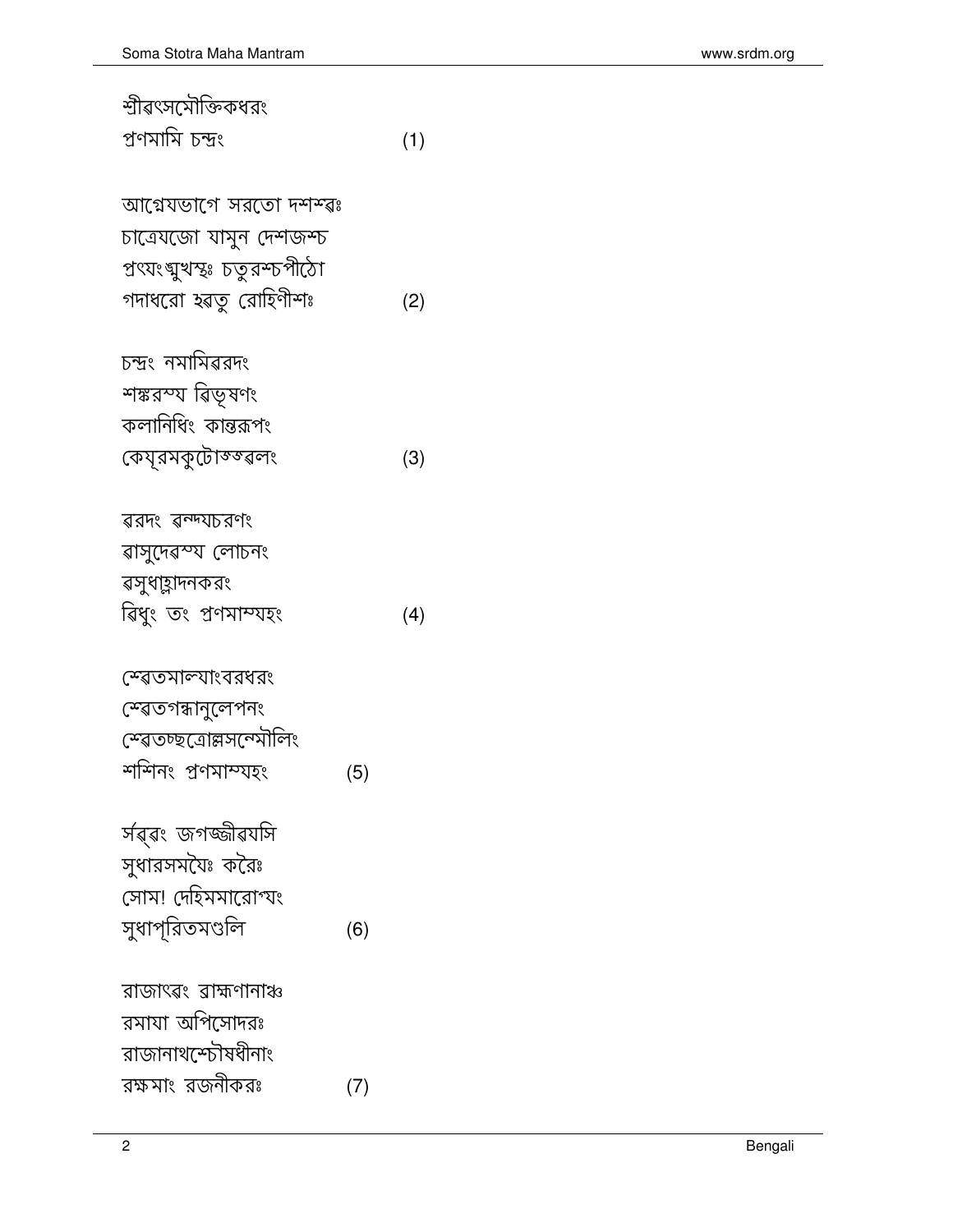শ্রীৰৎসমৌক্তিকধরং
প্রণমামি চন্দ্রং (1)

আগ্নেযভাগে সরতো দশশ্বঃ
চাত্রেযজো যামুন দেশজশ্চ
প্রৎযংঙ্মুখস্থঃ চতুরশ্চপীঠো
গদাধরো হ্ৰতু রোহিণীশঃ (2)

চন্দ্রং নমামিৰরদং
শঙ্করস্য ৰিভূষণং
কলানিধিং কান্তরূপং
কেযূরমকুটোজ্জ্বলং (3)

ৰরদং ৰন্দযচরণং
ৰাসুদেৰস্য লোচনং
ৰসুধাহ্লাদনকরং
ৰিধুং তং প্রণমাম্যহং (4)

শ্বেতমাল্যাংবরধরং
শ্বেতগন্ধানুলেপনং
শ্বেতচ্ছত্রোল্লসন্মৌলিং
শশিনং প্রণমাম্যহং (5)

সর্ৰ্ৰং জগজ্জীৰযসি
সুধারসমযৈঃ করৈঃ
সোম! দেহিমমারোগ্যং
সুধাপূরিতমণ্ডলি (6)

রাজাৎৰং ৰাহ্মণানাঞ্চ
রমাযা অপিসোদরঃ
রাজানাথশ্চৌষধীনাং
রক্ষমাং রজনীকরঃ (7)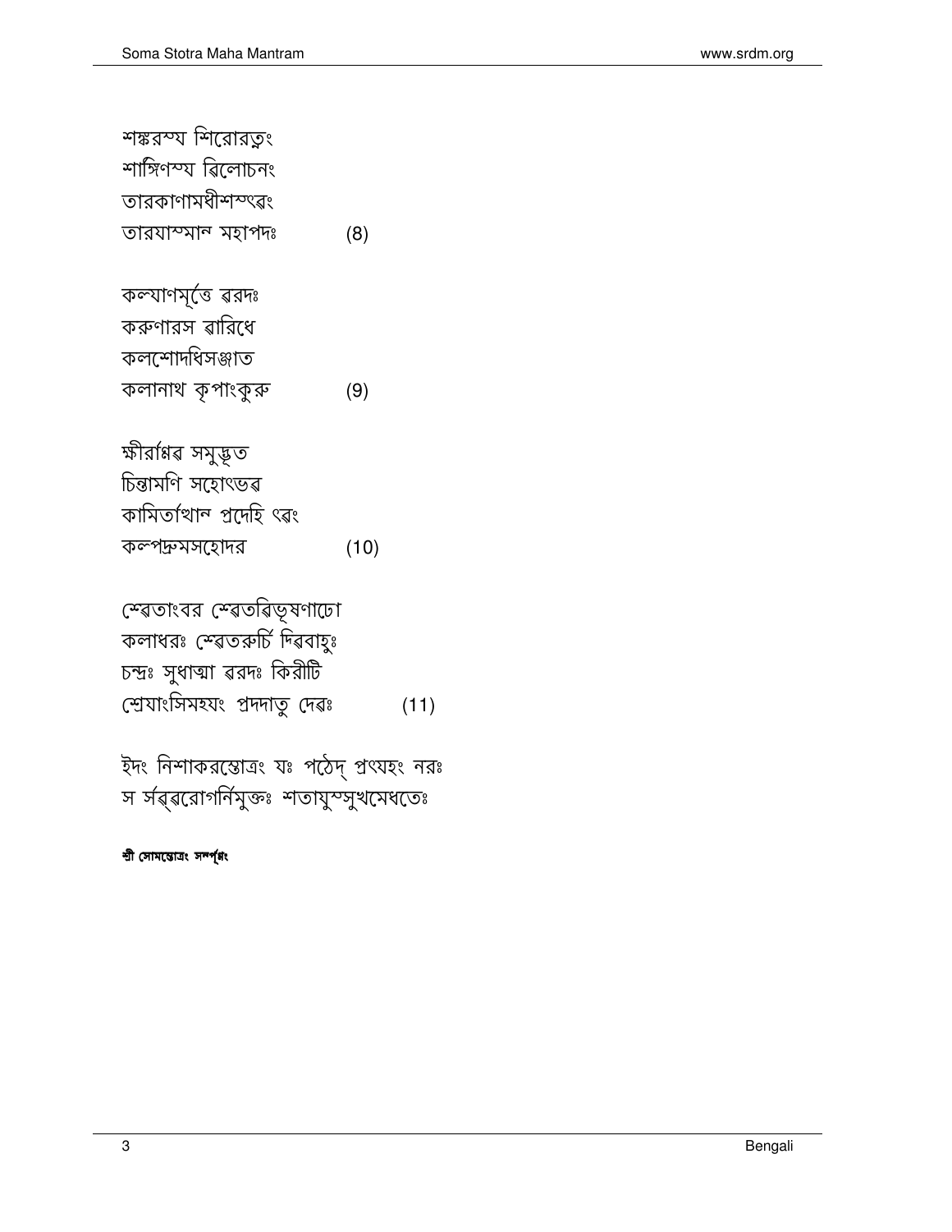শঙ্করস্য শিরোরত্নং
শার্ঙ্গিণস্য ৰিলোচনং
তারকাণামধীশস্ৎৰং
তারযাস্মান মহাপদঃ (8)

কল্যাণমূর্ত্তে ৰরদঃ
করুণারস ৰারিধে
কলশোদধিসঞ্জাত
কলানাথ কৃপাংকুরু (9)

ক্ষীরার্ণৱ সমুদ্ভূত
চিন্তামণি সহোৎভৱ
কামির্তাথান প্রদেহি ৎৰং
কল্পদ্রুমসহোদর (10)

শ্ৰেতাংবর শ্ৰেতৰিভূষণাঢো
কলাধরঃ শ্ৰেতরুর্চি দ্বিবাহুঃ
চন্দ্রঃ সুধাত্মা ৰরদঃ কিরীটি
শ্রেযাংসিমহযং প্রদদাতু দেৰঃ (11)

ইদং নিশাকরস্তোত্রং যঃ পঠেদ্ প্রৎযহং নরঃ
স র্সৱ্ৰরোগর্নিমুক্তঃ শতাযুস্সুখমেধতেঃ

**শ্রী সোমস্তোত্রং সম্পূর্ণং**